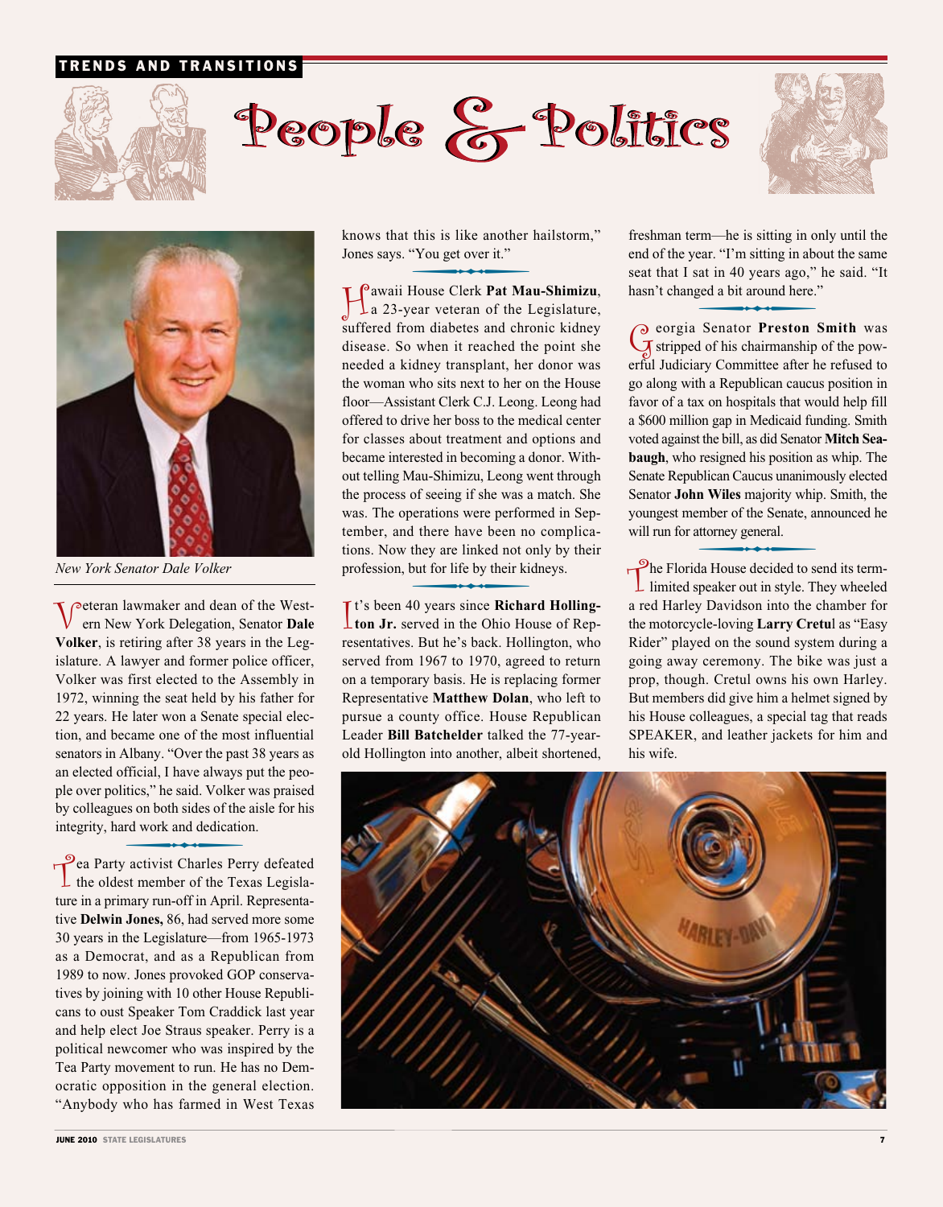# People & Politics

*New York Senator Dale Volker*

Veteran lawmaker and dean of the Western New York Delegation, Senator **Dale Volker**, is retiring after 38 years in the Legislature. A lawyer and former police officer, Volker was first elected to the Assembly in 1972, winning the seat held by his father for 22 years. He later won a Senate special election, and became one of the most influential senators in Albany. "Over the past 38 years as an elected official, I have always put the people over politics," he said. Volker was praised by colleagues on both sides of the aisle for his integrity, hard work and dedication.

Tea Party activist Charles Perry defeated the oldest member of the Texas Legislature in a primary run-off in April. Representative **Delwin Jones,** 86, had served more some 30 years in the Legislature—from 1965-1973 as a Democrat, and as a Republican from 1989 to now. Jones provoked GOP conservatives by joining with 10 other House Republicans to oust Speaker Tom Craddick last year and help elect Joe Straus speaker. Perry is a political newcomer who was inspired by the Tea Party movement to run. He has no Democratic opposition in the general election. "Anybody who has farmed in West Texas knows that this is like another hailstorm," Jones says. "You get over it."

Hawaii House Clerk **Pat Mau-Shimizu**, a 23-year veteran of the Legislature, suffered from diabetes and chronic kidney disease. So when it reached the point she needed a kidney transplant, her donor was the woman who sits next to her on the House floor—Assistant Clerk C.J. Leong. Leong had offered to drive her boss to the medical center for classes about treatment and options and became interested in becoming a donor. Without telling Mau-Shimizu, Leong went through the process of seeing if she was a match. She was. The operations were performed in September, and there have been no complications. Now they are linked not only by their profession, but for life by their kidneys.

It's been 40 years since **Richard Hollington Jr.** served in the Ohio House of Representatives. But he's back. Hollington, who served from 1967 to 1970, agreed to return on a temporary basis. He is replacing former Representative **Matthew Dolan**, who left to pursue a county office. House Republican Leader **Bill Batchelder** talked the 77-year-old Hollington into another, albeit shortened, freshman term—he is sitting in only until the end of the year. "I'm sitting in about the same seat that I sat in 40 years ago," he said. "It hasn't changed a bit around here."

Georgia Senator **Preston Smith** was stripped of his chairmanship of the powerful Judiciary Committee after he refused to go along with a Republican caucus position in favor of a tax on hospitals that would help fill a $600 million gap in Medicaid funding. Smith voted against the bill, as did Senator **Mitch Seabaugh**, who resigned his position as whip. The Senate Republican Caucus unanimously elected Senator **John Wiles** majority whip. Smith, the youngest member of the Senate, announced he will run for attorney general.

The Florida House decided to send its term-limited speaker out in style. They wheeled a red Harley Davidson into the chamber for the motorcycle-loving **Larry Cretul** as "Easy Rider" played on the sound system during a going away ceremony. The bike was just a prop, though. Cretul owns his own Harley. But members did give him a helmet signed by his House colleagues, a special tag that reads SPEAKER, and leather jackets for him and his wife.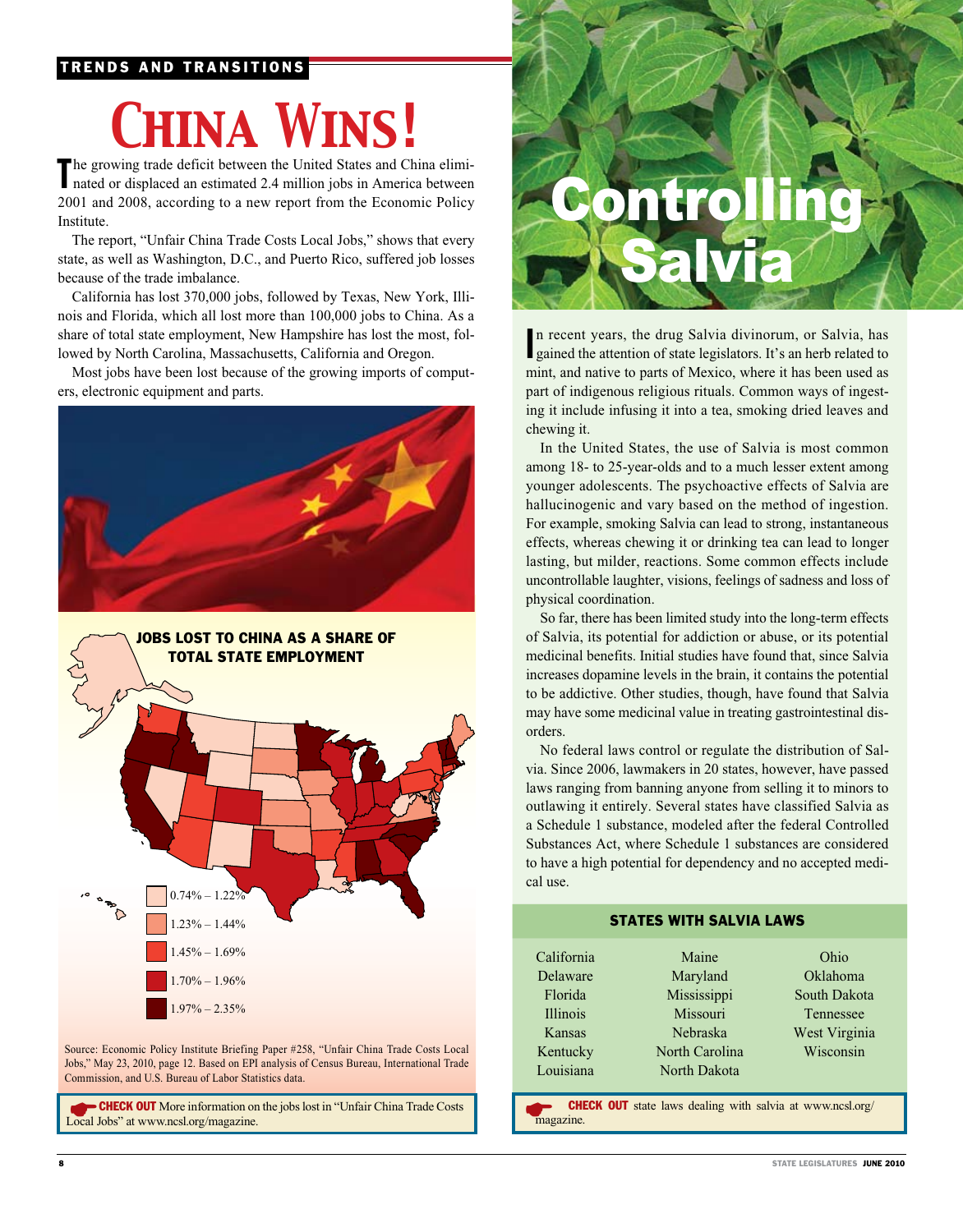TRENDS AND TRANSITIONS

# China Wins!

The growing trade deficit between the United States and China eliminated or displaced an estimated 2.4 million jobs in America between 2001 and 2008, according to a new report from the Economic Policy Institute.

The report, "Unfair China Trade Costs Local Jobs," shows that every state, as well as Washington, D.C., and Puerto Rico, suffered job losses because of the trade imbalance.

California has lost 370,000 jobs, followed by Texas, New York, Illinois and Florida, which all lost more than 100,000 jobs to China. As a share of total state employment, New Hampshire has lost the most, followed by North Carolina, Massachusetts, California and Oregon.

Most jobs have been lost because of the growing imports of computers, electronic equipment and parts.

**JOBS LOST TO CHINA AS A SHARE OF TOTAL STATE EMPLOYMENT**

0.74% – 1.22%

1.23% – 1.44%

1.45% – 1.69%

1.70% – 1.96%

1.97% – 2.35%

Source: Economic Policy Institute Briefing Paper #258, "Unfair China Trade Costs Local Jobs," May 23, 2010, page 12. Based on EPI analysis of Census Bureau, International Trade Commission, and U.S. Bureau of Labor Statistics data.

**CHECK OUT** More information on the jobs lost in "Unfair China Trade Costs Local Jobs" at www.ncsl.org/magazine.

# Controlling Salvia

In recent years, the drug Salvia divinorum, or Salvia, has gained the attention of state legislators. It's an herb related to mint, and native to parts of Mexico, where it has been used as part of indigenous religious rituals. Common ways of ingesting it include infusing it into a tea, smoking dried leaves and chewing it.

In the United States, the use of Salvia is most common among 18- to 25-year-olds and to a much lesser extent among younger adolescents. The psychoactive effects of Salvia are hallucinogenic and vary based on the method of ingestion. For example, smoking Salvia can lead to strong, instantaneous effects, whereas chewing it or drinking tea can lead to longer lasting, but milder, reactions. Some common effects include uncontrollable laughter, visions, feelings of sadness and loss of physical coordination.

So far, there has been limited study into the long-term effects of Salvia, its potential for addiction or abuse, or its potential medicinal benefits. Initial studies have found that, since Salvia increases dopamine levels in the brain, it contains the potential to be addictive. Other studies, though, have found that Salvia may have some medicinal value in treating gastrointestinal disorders.

No federal laws control or regulate the distribution of Salvia. Since 2006, lawmakers in 20 states, however, have passed laws ranging from banning anyone from selling it to minors to outlawing it entirely. Several states have classified Salvia as a Schedule 1 substance, modeled after the federal Controlled Substances Act, where Schedule 1 substances are considered to have a high potential for dependency and no accepted medical use.

**STATES WITH SALVIA LAWS**

| | | |
|---|---|---|
| California | Maine | Ohio |
| Delaware | Maryland | Oklahoma |
| Florida | Mississippi | South Dakota |
| Illinois | Missouri | Tennessee |
| Kansas | Nebraska | West Virginia |
| Kentucky | North Carolina | Wisconsin |
| Louisiana | North Dakota | |

**CHECK OUT** state laws dealing with salvia at www.ncsl.org/magazine.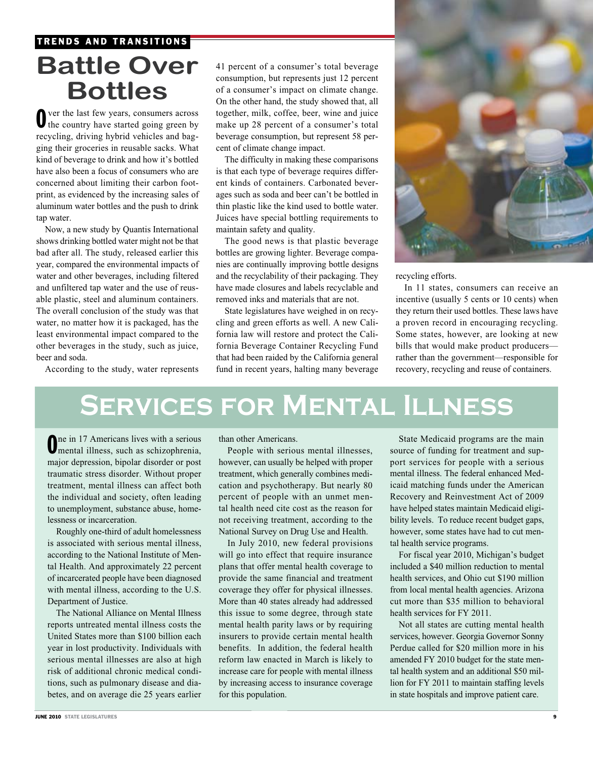TRENDS AND TRANSITIONS

# Battle Over Bottles

Over the last few years, consumers across the country have started going green by recycling, driving hybrid vehicles and bagging their groceries in reusable sacks. What kind of beverage to drink and how it's bottled have also been a focus of consumers who are concerned about limiting their carbon footprint, as evidenced by the increasing sales of aluminum water bottles and the push to drink tap water.

Now, a new study by Quantis International shows drinking bottled water might not be that bad after all. The study, released earlier this year, compared the environmental impacts of water and other beverages, including filtered and unfiltered tap water and the use of reusable plastic, steel and aluminum containers. The overall conclusion of the study was that water, no matter how it is packaged, has the least environmental impact compared to the other beverages in the study, such as juice, beer and soda.

According to the study, water represents 41 percent of a consumer's total beverage consumption, but represents just 12 percent of a consumer's impact on climate change. On the other hand, the study showed that, all together, milk, coffee, beer, wine and juice make up 28 percent of a consumer's total beverage consumption, but represent 58 percent of climate change impact.

The difficulty in making these comparisons is that each type of beverage requires different kinds of containers. Carbonated beverages such as soda and beer can't be bottled in thin plastic like the kind used to bottle water. Juices have special bottling requirements to maintain safety and quality.

The good news is that plastic beverage bottles are growing lighter. Beverage companies are continually improving bottle designs and the recyclability of their packaging. They have made closures and labels recyclable and removed inks and materials that are not.

State legislatures have weighed in on recycling and green efforts as well. A new California law will restore and protect the California Beverage Container Recycling Fund that had been raided by the California general fund in recent years, halting many beverage recycling efforts.

In 11 states, consumers can receive an incentive (usually 5 cents or 10 cents) when they return their used bottles. These laws have a proven record in encouraging recycling. Some states, however, are looking at new bills that would make product producers—rather than the government—responsible for recovery, recycling and reuse of containers.

# Services for Mental Illness

One in 17 Americans lives with a serious mental illness, such as schizophrenia, major depression, bipolar disorder or post traumatic stress disorder. Without proper treatment, mental illness can affect both the individual and society, often leading to unemployment, substance abuse, homelessness or incarceration.

Roughly one-third of adult homelessness is associated with serious mental illness, according to the National Institute of Mental Health. And approximately 22 percent of incarcerated people have been diagnosed with mental illness, according to the U.S. Department of Justice.

The National Alliance on Mental Illness reports untreated mental illness costs the United States more than $100 billion each year in lost productivity. Individuals with serious mental illnesses are also at high risk of additional chronic medical conditions, such as pulmonary disease and diabetes, and on average die 25 years earlier than other Americans.

People with serious mental illnesses, however, can usually be helped with proper treatment, which generally combines medication and psychotherapy. But nearly 80 percent of people with an unmet mental health need cite cost as the reason for not receiving treatment, according to the National Survey on Drug Use and Health.

In July 2010, new federal provisions will go into effect that require insurance plans that offer mental health coverage to provide the same financial and treatment coverage they offer for physical illnesses. More than 40 states already had addressed this issue to some degree, through state mental health parity laws or by requiring insurers to provide certain mental health benefits. In addition, the federal health reform law enacted in March is likely to increase care for people with mental illness by increasing access to insurance coverage for this population.

State Medicaid programs are the main source of funding for treatment and support services for people with a serious mental illness. The federal enhanced Medicaid matching funds under the American Recovery and Reinvestment Act of 2009 have helped states maintain Medicaid eligibility levels. To reduce recent budget gaps, however, some states have had to cut mental health service programs.

For fiscal year 2010, Michigan's budget included a $40 million reduction to mental health services, and Ohio cut $190 million from local mental health agencies. Arizona cut more than $35 million to behavioral health services for FY 2011.

Not all states are cutting mental health services, however. Georgia Governor Sonny Perdue called for $20 million more in his amended FY 2010 budget for the state mental health system and an additional $50 million for FY 2011 to maintain staffing levels in state hospitals and improve patient care.